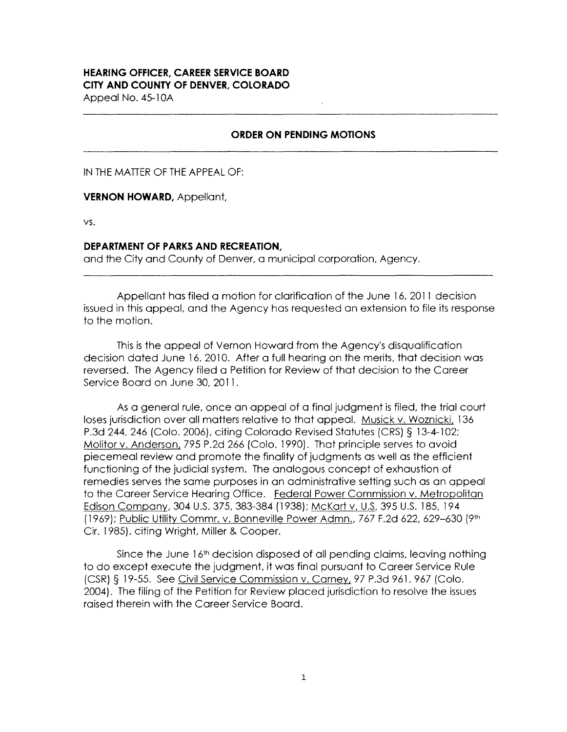**HEARING OFFICER, CAREER SERVICE BOARD**
**CITY AND COUNTY OF DENVER, COLORADO**
Appeal No. 45-10A

---

**ORDER ON PENDING MOTIONS**

---

IN THE MATTER OF THE APPEAL OF:

**VERNON HOWARD,** Appellant,

vs.

**DEPARTMENT OF PARKS AND RECREATION,**
and the City and County of Denver, a municipal corporation, Agency.

---

Appellant has filed a motion for clarification of the June 16, 2011 decision issued in this appeal, and the Agency has requested an extension to file its response to the motion.

This is the appeal of Vernon Howard from the Agency's disqualification decision dated June 16, 2010. After a full hearing on the merits, that decision was reversed. The Agency filed a Petition for Review of that decision to the Career Service Board on June 30, 2011.

As a general rule, once an appeal of a final judgment is filed, the trial court loses jurisdiction over all matters relative to that appeal. Musick v. Woznicki, 136 P.3d 244, 246 (Colo. 2006), citing Colorado Revised Statutes (CRS) § 13-4-102; Molitor v. Anderson, 795 P.2d 266 (Colo. 1990). That principle serves to avoid piecemeal review and promote the finality of judgments as well as the efficient functioning of the judicial system. The analogous concept of exhaustion of remedies serves the same purposes in an administrative setting such as an appeal to the Career Service Hearing Office. Federal Power Commission v. Metropolitan Edison Company, 304 U.S. 375, 383-384 (1938); McKart v. U.S, 395 U.S. 185, 194 (1969); Public Utility Commr. v. Bonneville Power Admn., 767 F.2d 622, 629–630 (9th Cir. 1985), citing Wright, Miller & Cooper.

Since the June 16th decision disposed of all pending claims, leaving nothing to do except execute the judgment, it was final pursuant to Career Service Rule (CSR) § 19-55. See Civil Service Commission v. Carney, 97 P.3d 961, 967 (Colo. 2004). The filing of the Petition for Review placed jurisdiction to resolve the issues raised therein with the Career Service Board.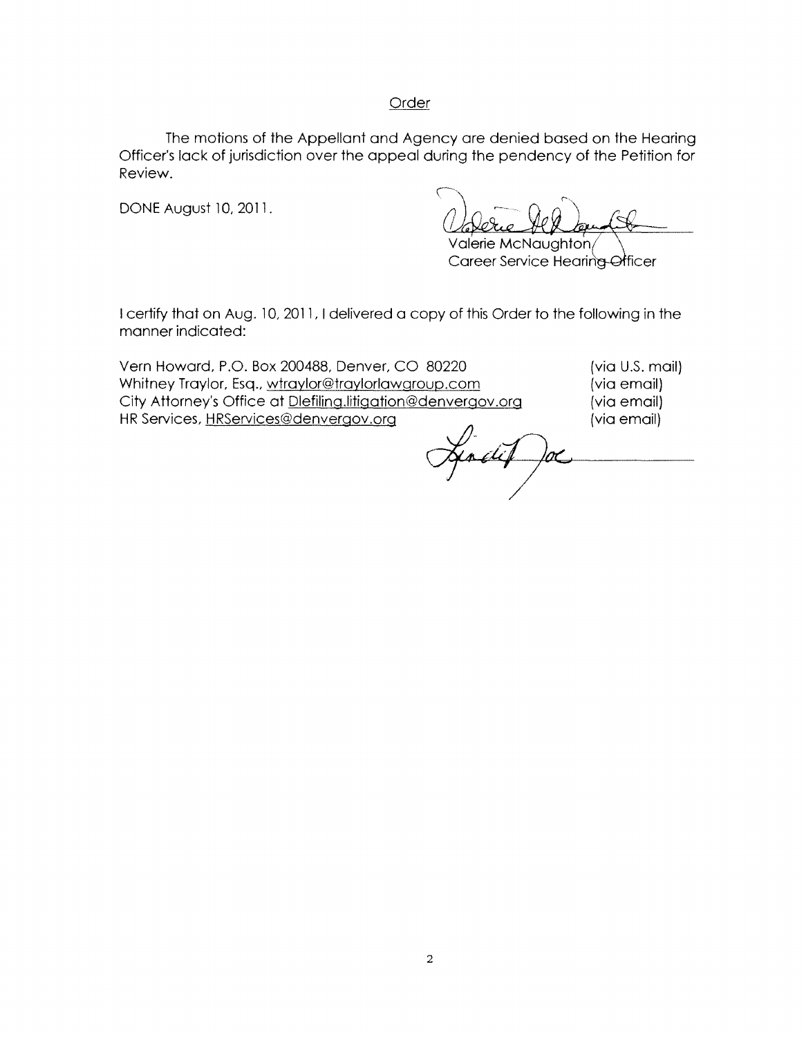## Order

The motions of the Appellant and Agency are denied based on the Hearing Officer's lack of jurisdiction over the appeal during the pendency of the Petition for Review.

DONE August 10, 2011.

Valerie McNaughton
Career Service Hearing Officer

I certify that on Aug. 10, 2011, I delivered a copy of this Order to the following in the manner indicated:

| | |
|---|---|
| Vern Howard, P.O. Box 200488, Denver, CO 80220 | (via U.S. mail) |
| Whitney Traylor, Esq., wtraylor@traylorlawgroup.com | (via email) |
| City Attorney's Office at Dlefiling.litigation@denvergov.org | (via email) |
| HR Services, HRServices@denvergov.org | (via email) |